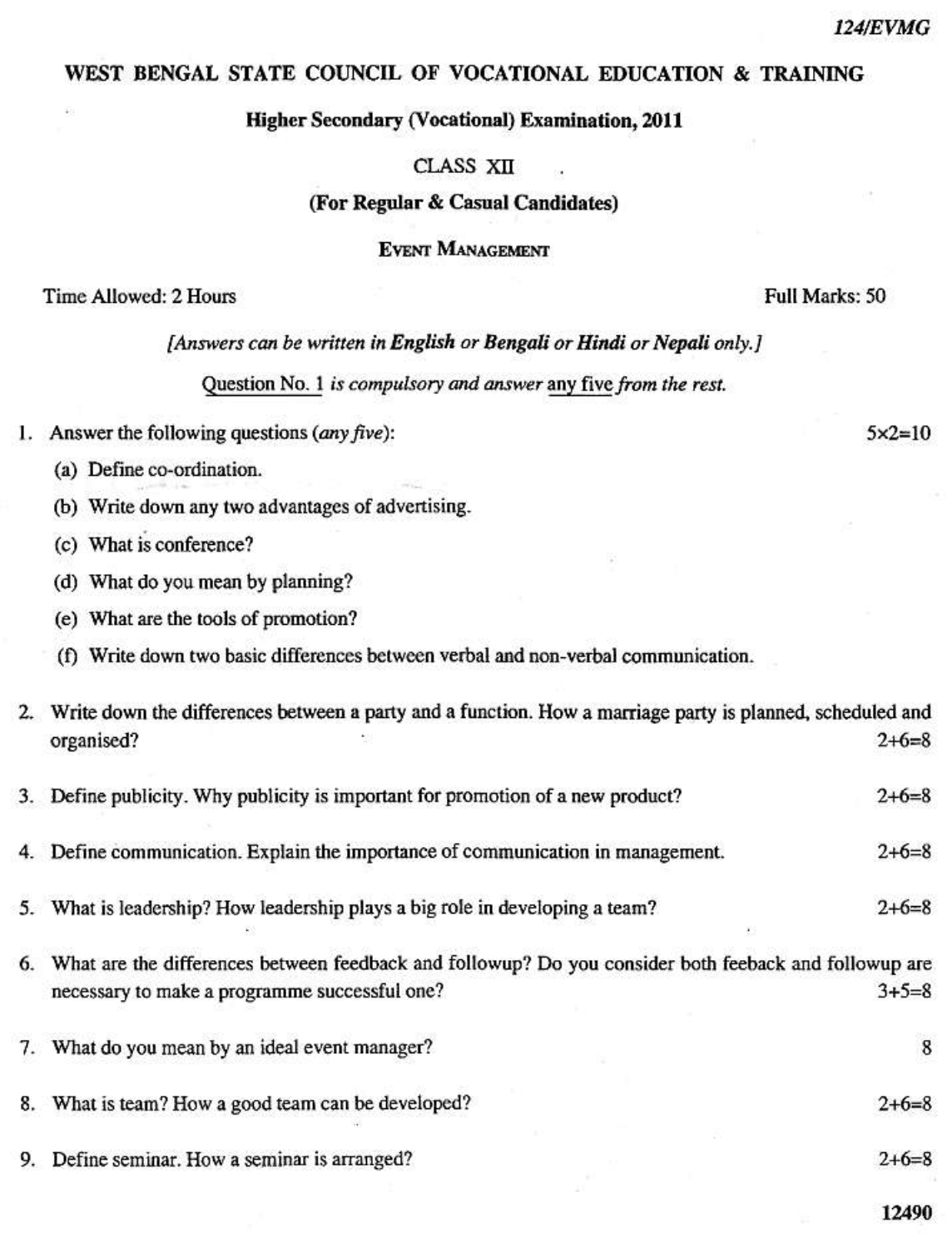124/EVMG

# WEST BENGAL STATE COUNCIL OF VOCATIONAL EDUCATION & TRAINING

## Higher Secondary (Vocational) Examination, 2011

CLASS XII

**(For Regular & Casual Candidates)**

EVENT MANAGEMENT

Time Allowed: 2 Hours — Full Marks: 50

*[Answers can be written in **English** or **Bengali** or **Hindi** or **Nepali** only.]*

Question No. 1 *is compulsory and answer* any five *from the rest.*

1. Answer the following questions (*any five*): 5×2=10

   (a) Define co-ordination.

   (b) Write down any two advantages of advertising.

   (c) What is conference?

   (d) What do you mean by planning?

   (e) What are the tools of promotion?

   (f) Write down two basic differences between verbal and non-verbal communication.

2. Write down the differences between a party and a function. How a marriage party is planned, scheduled and organised? 2+6=8

3. Define publicity. Why publicity is important for promotion of a new product? 2+6=8

4. Define communication. Explain the importance of communication in management. 2+6=8

5. What is leadership? How leadership plays a big role in developing a team? 2+6=8

6. What are the differences between feedback and followup? Do you consider both feeback and followup are necessary to make a programme successful one? 3+5=8

7. What do you mean by an ideal event manager? 8

8. What is team? How a good team can be developed? 2+6=8

9. Define seminar. How a seminar is arranged? 2+6=8

12490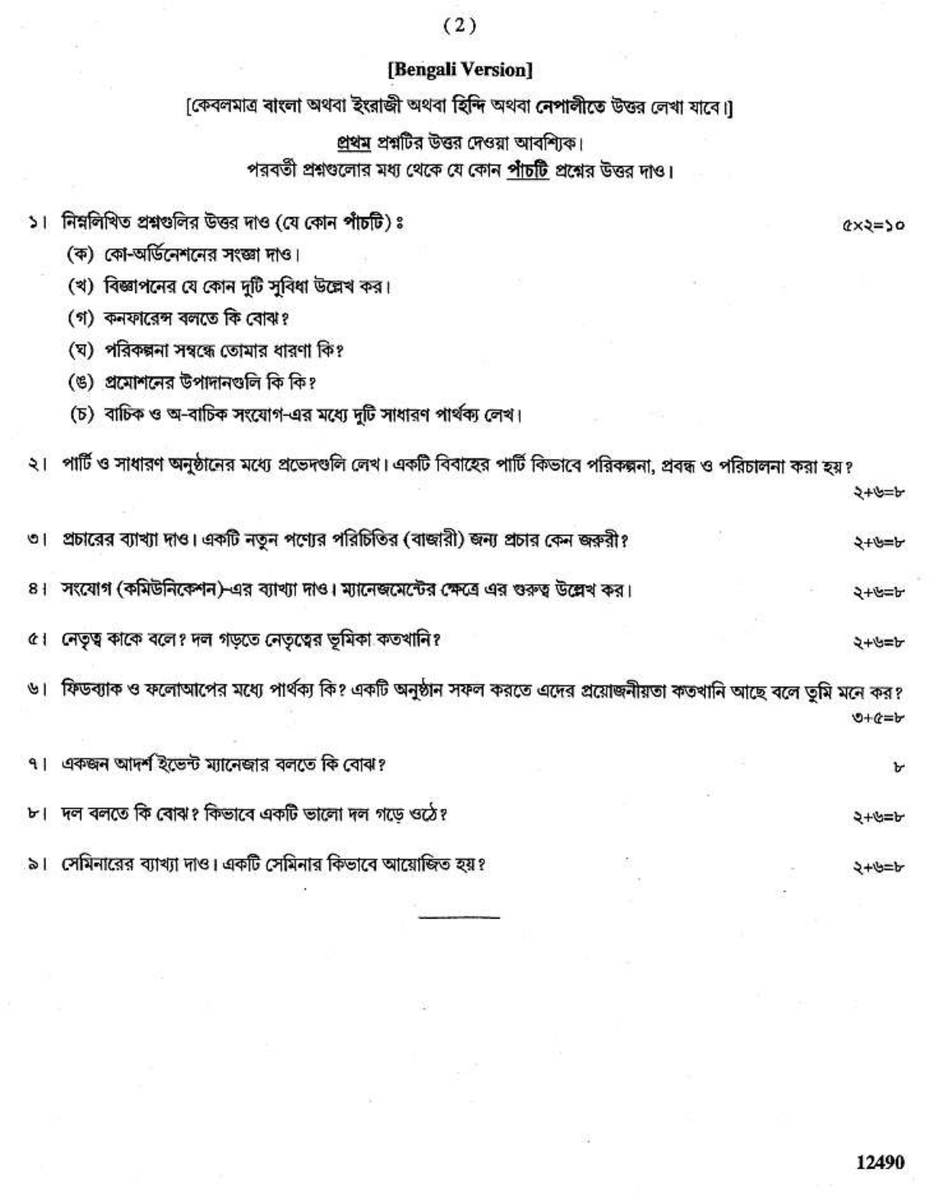## [Bengali Version]

[কেবলমাত্র বাংলা অথবা ইংরাজী অথবা হিন্দি অথবা নেপালীতে উত্তর লেখা যাবে।]

প্রথম প্রশ্নটির উত্তর দেওয়া আবশ্যিক।

পরবর্তী প্রশ্নগুলোর মধ্য থেকে যে কোন **পাঁচটি** প্রশ্নের উত্তর দাও।

১। নিম্নলিখিত প্রশ্নগুলির উত্তর দাও (যে কোন পাঁচটি) : ৫×২=১০

(ক) কো-অর্ডিনেশনের সংজ্ঞা দাও।

(খ) বিজ্ঞাপনের যে কোন দুটি সুবিধা উল্লেখ কর।

(গ) কনফারেন্স বলতে কি বোঝ?

(ঘ) পরিকল্পনা সম্বন্ধে তোমার ধারণা কি?

(ঙ) প্রমোশনের উপাদানগুলি কি কি?

(চ) বাচিক ও অ-বাচিক সংযোগ-এর মধ্যে দুটি সাধারণ পার্থক্য লেখ।

২। পার্টি ও সাধারণ অনুষ্ঠানের মধ্যে প্রভেদগুলি লেখ। একটি বিবাহের পার্টি কিভাবে পরিকল্পনা, প্রবন্ধ ও পরিচালনা করা হয়? ২+৬=৮

৩। প্রচারের ব্যাখ্যা দাও। একটি নতুন পণ্যের পরিচিতির (বাজারী) জন্য প্রচার কেন জরুরী? ২+৬=৮

৪। সংযোগ (কমিউনিকেশন)-এর ব্যাখ্যা দাও। ম্যানেজমেন্টের ক্ষেত্রে এর গুরুত্ব উল্লেখ কর। ২+৬=৮

৫। নেতৃত্ব কাকে বলে? দল গড়তে নেতৃত্বের ভূমিকা কতখানি? ২+৬=৮

৬। ফিডব্যাক ও ফলোআপের মধ্যে পার্থক্য কি? একটি অনুষ্ঠান সফল করতে এদের প্রয়োজনীয়তা কতখানি আছে বলে তুমি মনে কর? ৩+৫=৮

৭। একজন আদর্শ ইভেন্ট ম্যানেজার বলতে কি বোঝ? ৮

৮। দল বলতে কি বোঝ? কিভাবে একটি ভালো দল গড়ে ওঠে? ২+৬=৮

৯। সেমিনারের ব্যাখ্যা দাও। একটি সেমিনার কিভাবে আয়োজিত হয়? ২+৬=৮

---

12490